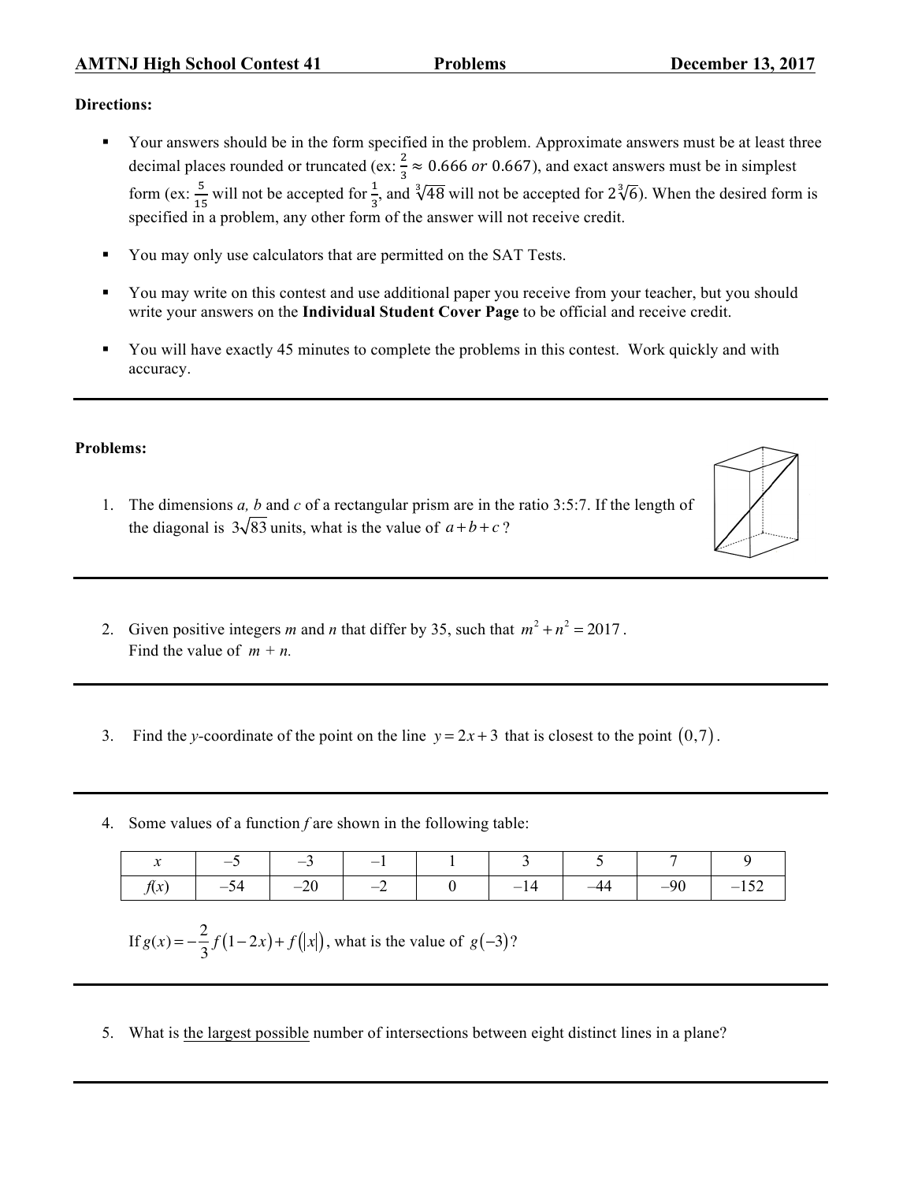**AMTNJ High School Contest 41 — Problems — December 13, 2017**

**Directions:**

- Your answers should be in the form specified in the problem. Approximate answers must be at least three decimal places rounded or truncated (ex: $\frac{2}{3} \approx 0.666$ *or* $0.667$), and exact answers must be in simplest form (ex: $\frac{5}{15}$ will not be accepted for $\frac{1}{3}$, and $\sqrt[3]{48}$ will not be accepted for $2\sqrt[3]{6}$). When the desired form is specified in a problem, any other form of the answer will not receive credit.
- You may only use calculators that are permitted on the SAT Tests.
- You may write on this contest and use additional paper you receive from your teacher, but you should write your answers on the **Individual Student Cover Page** to be official and receive credit.
- You will have exactly 45 minutes to complete the problems in this contest. Work quickly and with accuracy.

---

**Problems:**

1. The dimensions *a, b* and *c* of a rectangular prism are in the ratio 3:5:7. If the length of the diagonal is $3\sqrt{83}$ units, what is the value of $a+b+c$?

---

2. Given positive integers *m* and *n* that differ by 35, such that $m^2 + n^2 = 2017$. Find the value of $m + n$.

---

3. Find the *y*-coordinate of the point on the line $y = 2x + 3$ that is closest to the point $(0,7)$.

---

4. Some values of a function *f* are shown in the following table:

| $x$ | –5 | –3 | –1 | 1 | 3 | 5 | 7 | 9 |
|---|---|---|---|---|---|---|---|---|
| $f(x)$ | –54 | –20 | –2 | 0 | –14 | –44 | –90 | –152 |

If $g(x) = -\frac{2}{3}f(1-2x) + f(|x|)$, what is the value of $g(-3)$?

---

5. What is the largest possible number of intersections between eight distinct lines in a plane?

---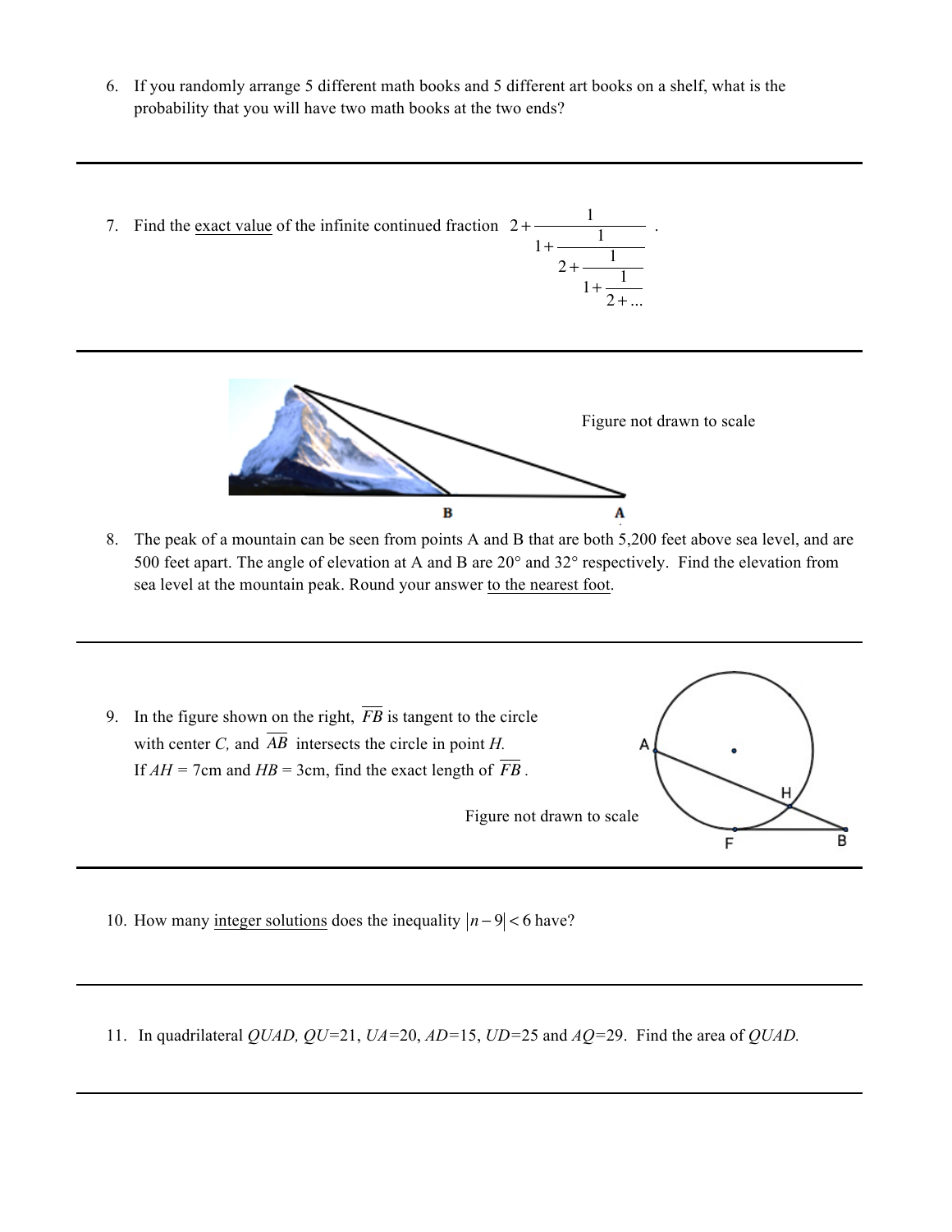6. If you randomly arrange 5 different math books and 5 different art books on a shelf, what is the probability that you will have two math books at the two ends?

---

7. Find the <u>exact value</u> of the infinite continued fraction $2+\cfrac{1}{1+\cfrac{1}{2+\cfrac{1}{1+\cfrac{1}{2+...}}}}$.

---

Figure not drawn to scale

8. The peak of a mountain can be seen from points A and B that are both 5,200 feet above sea level, and are 500 feet apart. The angle of elevation at A and B are 20° and 32° respectively. Find the elevation from sea level at the mountain peak. Round your answer <u>to the nearest foot</u>.

---

9. In the figure shown on the right, $\overline{FB}$ is tangent to the circle with center *C*, and $\overline{AB}$ intersects the circle in point *H*. If $AH$ = 7cm and $HB$ = 3cm, find the exact length of $\overline{FB}$.

Figure not drawn to scale

---

10. How many <u>integer solutions</u> does the inequality $|n-9|<6$ have?

---

11. In quadrilateral *QUAD*, *QU*=21, *UA*=20, *AD*=15, *UD*=25 and *AQ*=29. Find the area of *QUAD*.

---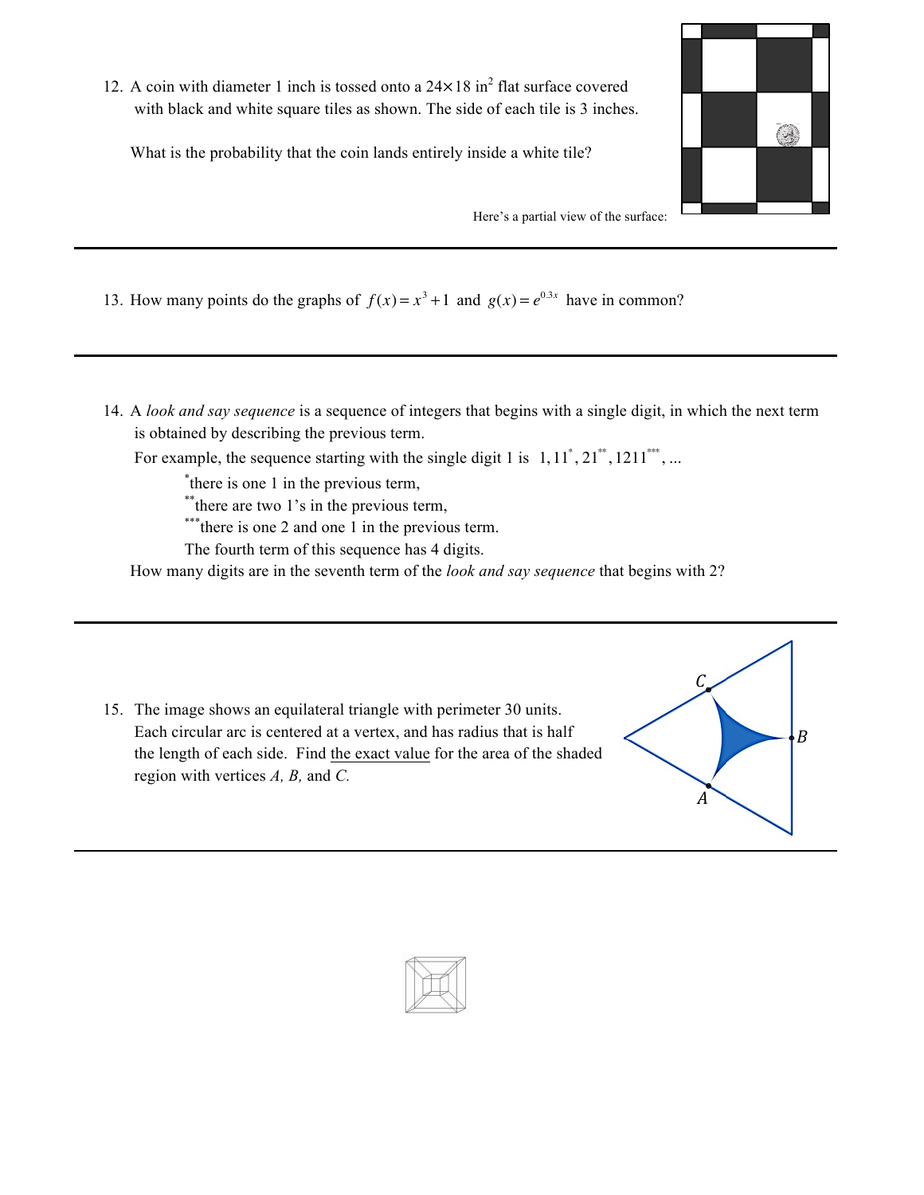12. A coin with diameter 1 inch is tossed onto a $24 \times 18$ in$^2$ flat surface covered with black and white square tiles as shown. The side of each tile is 3 inches.

    What is the probability that the coin lands entirely inside a white tile?

Here's a partial view of the surface:

---

13. How many points do the graphs of $f(x) = x^3 + 1$ and $g(x) = e^{0.3x}$ have in common?

---

14. A *look and say sequence* is a sequence of integers that begins with a single digit, in which the next term is obtained by describing the previous term.

    For example, the sequence starting with the single digit 1 is $1, 11^{*}, 21^{**}, 1211^{***}, \ldots$

    *there is one 1 in the previous term,

    **there are two 1's in the previous term,

    ***there is one 2 and one 1 in the previous term.

    The fourth term of this sequence has 4 digits.

    How many digits are in the seventh term of the *look and say sequence* that begins with 2?

---

15. The image shows an equilateral triangle with perimeter 30 units. Each circular arc is centered at a vertex, and has radius that is half the length of each side. Find the exact value for the area of the shaded region with vertices *A, B,* and *C.*

C

B

A

---